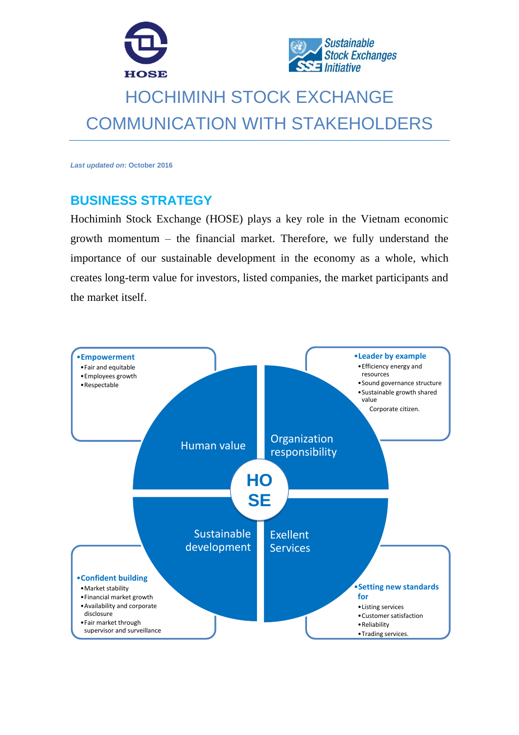# HOCHIMINH STOCK EXCHANGE COMMUNICATION WITH STAKEHOLDERS

***Last updated on*: October 2016**

## BUSINESS STRATEGY

Hochiminh Stock Exchange (HOSE) plays a key role in the Vietnam economic growth momentum – the financial market. Therefore, we fully understand the importance of our sustainable development in the economy as a whole, which creates long-term value for investors, listed companies, the market participants and the market itself.

**HOSE**

**Human value**

- **Empowerment**
  - Fair and equitable
  - Employees growth
  - Respectable

**Organization responsibility**

- **Leader by example**
  - Efficiency energy and resources
  - Sound governance structure
  - Sustainable growth shared value

  Corporate citizen.

**Sustainable development**

- **Confident building**
  - Market stability
  - Financial market growth
  - Availability and corporate disclosure
  - Fair market through supervisor and surveillance

**Exellent Services**

- **Setting new standards for**
  - Listing services
  - Customer satisfaction
  - Reliability
  - Trading services.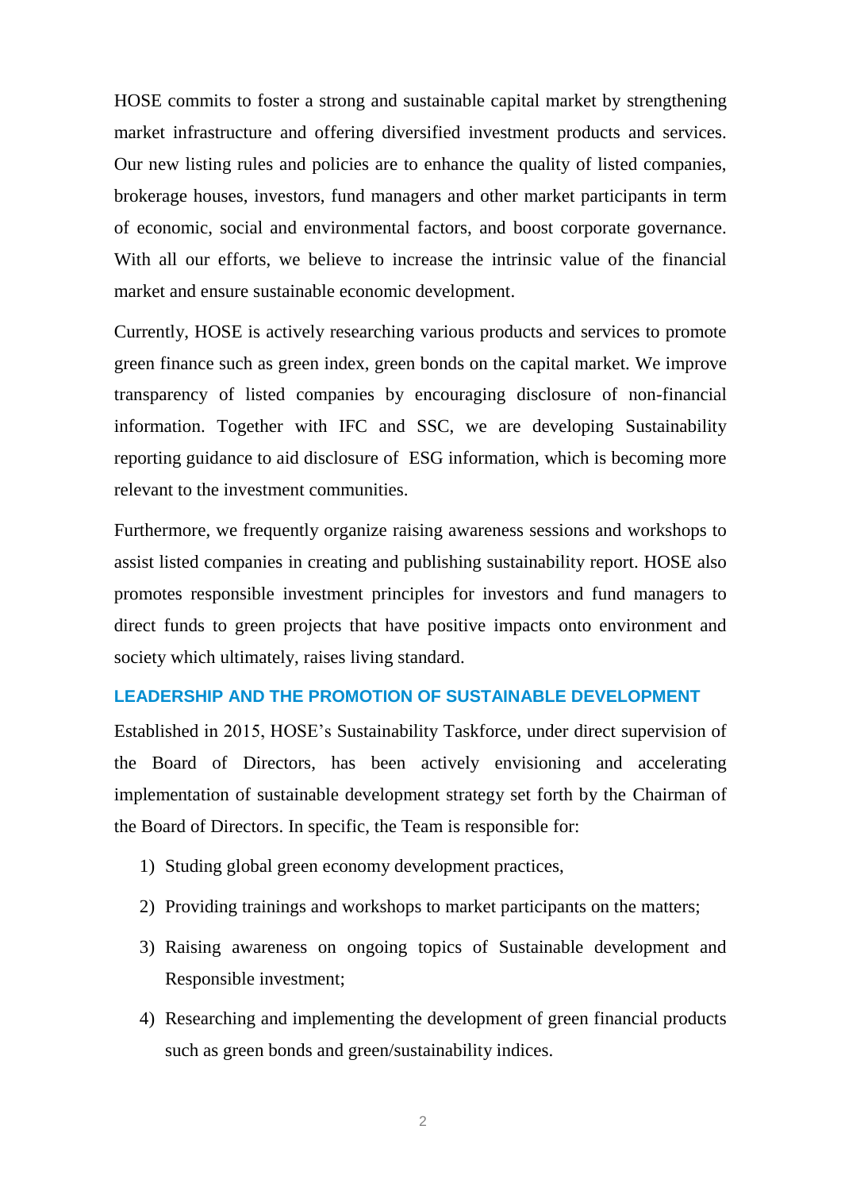HOSE commits to foster a strong and sustainable capital market by strengthening market infrastructure and offering diversified investment products and services. Our new listing rules and policies are to enhance the quality of listed companies, brokerage houses, investors, fund managers and other market participants in term of economic, social and environmental factors, and boost corporate governance. With all our efforts, we believe to increase the intrinsic value of the financial market and ensure sustainable economic development.

Currently, HOSE is actively researching various products and services to promote green finance such as green index, green bonds on the capital market. We improve transparency of listed companies by encouraging disclosure of non-financial information. Together with IFC and SSC, we are developing Sustainability reporting guidance to aid disclosure of ESG information, which is becoming more relevant to the investment communities.

Furthermore, we frequently organize raising awareness sessions and workshops to assist listed companies in creating and publishing sustainability report. HOSE also promotes responsible investment principles for investors and fund managers to direct funds to green projects that have positive impacts onto environment and society which ultimately, raises living standard.

## LEADERSHIP AND THE PROMOTION OF SUSTAINABLE DEVELOPMENT

Established in 2015, HOSE's Sustainability Taskforce, under direct supervision of the Board of Directors, has been actively envisioning and accelerating implementation of sustainable development strategy set forth by the Chairman of the Board of Directors. In specific, the Team is responsible for:

1) Studing global green economy development practices,
2) Providing trainings and workshops to market participants on the matters;
3) Raising awareness on ongoing topics of Sustainable development and Responsible investment;
4) Researching and implementing the development of green financial products such as green bonds and green/sustainability indices.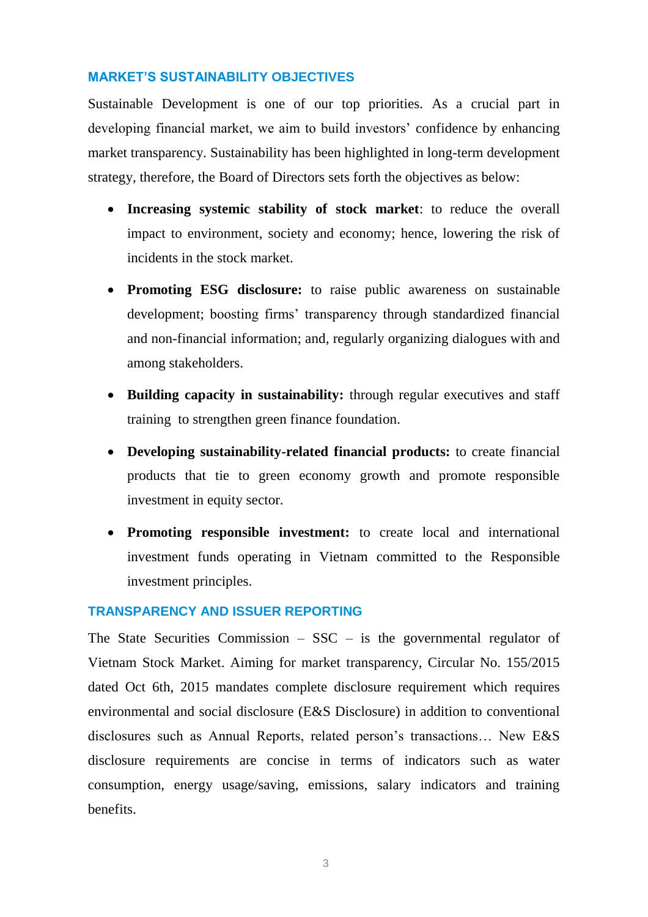## MARKET'S SUSTAINABILITY OBJECTIVES

Sustainable Development is one of our top priorities. As a crucial part in developing financial market, we aim to build investors' confidence by enhancing market transparency. Sustainability has been highlighted in long-term development strategy, therefore, the Board of Directors sets forth the objectives as below:

- **Increasing systemic stability of stock market**: to reduce the overall impact to environment, society and economy; hence, lowering the risk of incidents in the stock market.
- **Promoting ESG disclosure:** to raise public awareness on sustainable development; boosting firms' transparency through standardized financial and non-financial information; and, regularly organizing dialogues with and among stakeholders.
- **Building capacity in sustainability:** through regular executives and staff training to strengthen green finance foundation.
- **Developing sustainability-related financial products:** to create financial products that tie to green economy growth and promote responsible investment in equity sector.
- **Promoting responsible investment:** to create local and international investment funds operating in Vietnam committed to the Responsible investment principles.

## TRANSPARENCY AND ISSUER REPORTING

The State Securities Commission – SSC – is the governmental regulator of Vietnam Stock Market. Aiming for market transparency, Circular No. 155/2015 dated Oct 6th, 2015 mandates complete disclosure requirement which requires environmental and social disclosure (E&S Disclosure) in addition to conventional disclosures such as Annual Reports, related person's transactions… New E&S disclosure requirements are concise in terms of indicators such as water consumption, energy usage/saving, emissions, salary indicators and training benefits.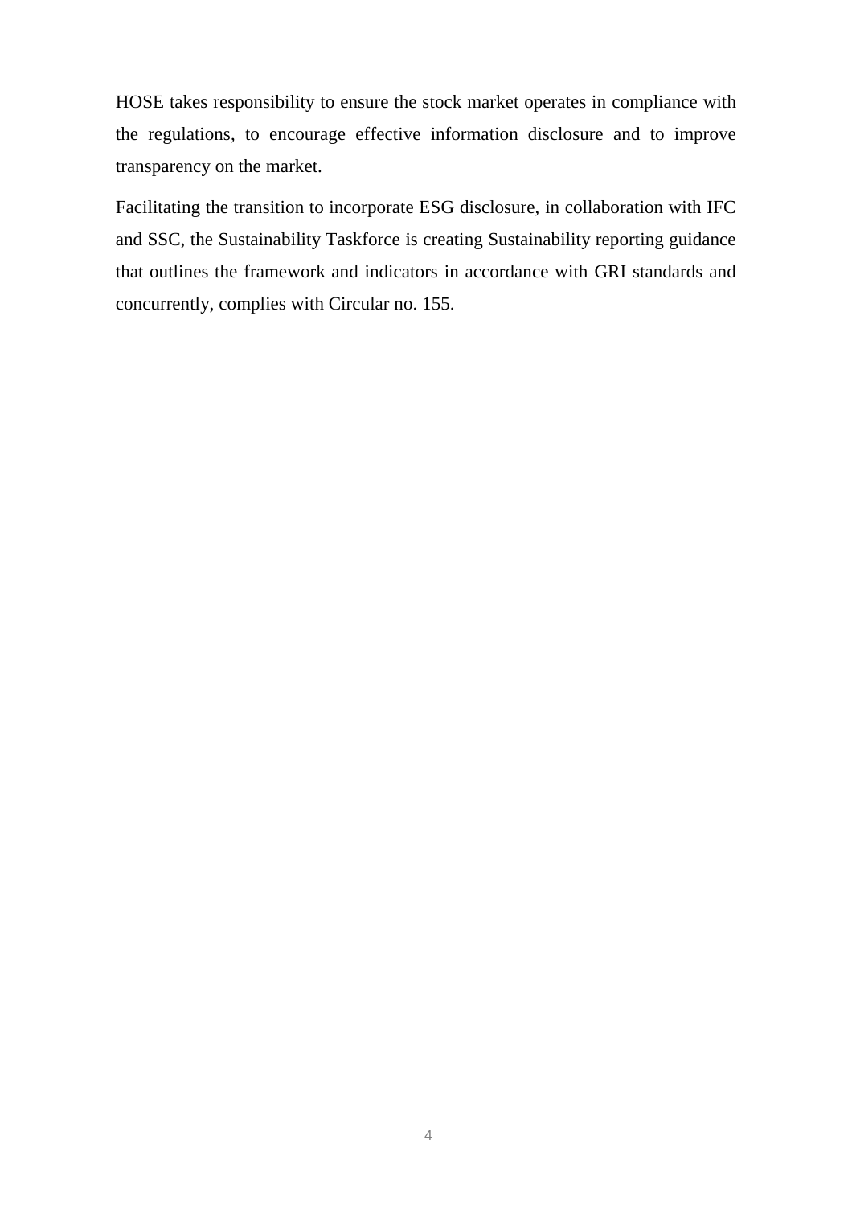HOSE takes responsibility to ensure the stock market operates in compliance with the regulations, to encourage effective information disclosure and to improve transparency on the market.

Facilitating the transition to incorporate ESG disclosure, in collaboration with IFC and SSC, the Sustainability Taskforce is creating Sustainability reporting guidance that outlines the framework and indicators in accordance with GRI standards and concurrently, complies with Circular no. 155.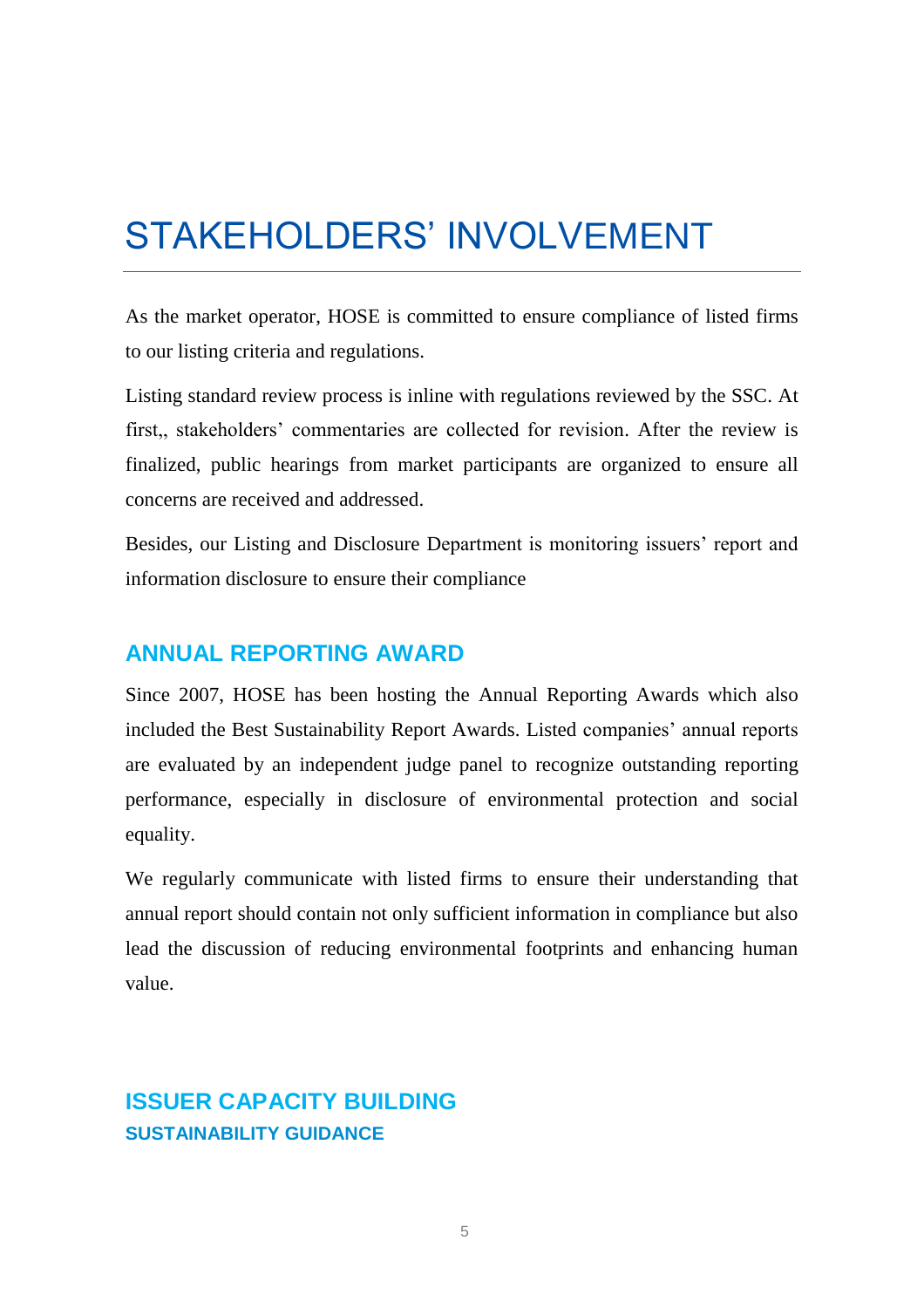# STAKEHOLDERS' INVOLVEMENT

As the market operator, HOSE is committed to ensure compliance of listed firms to our listing criteria and regulations.

Listing standard review process is inline with regulations reviewed by the SSC. At first,, stakeholders' commentaries are collected for revision. After the review is finalized, public hearings from market participants are organized to ensure all concerns are received and addressed.

Besides, our Listing and Disclosure Department is monitoring issuers' report and information disclosure to ensure their compliance

## ANNUAL REPORTING AWARD

Since 2007, HOSE has been hosting the Annual Reporting Awards which also included the Best Sustainability Report Awards. Listed companies' annual reports are evaluated by an independent judge panel to recognize outstanding reporting performance, especially in disclosure of environmental protection and social equality.

We regularly communicate with listed firms to ensure their understanding that annual report should contain not only sufficient information in compliance but also lead the discussion of reducing environmental footprints and enhancing human value.

## ISSUER CAPACITY BUILDING

### SUSTAINABILITY GUIDANCE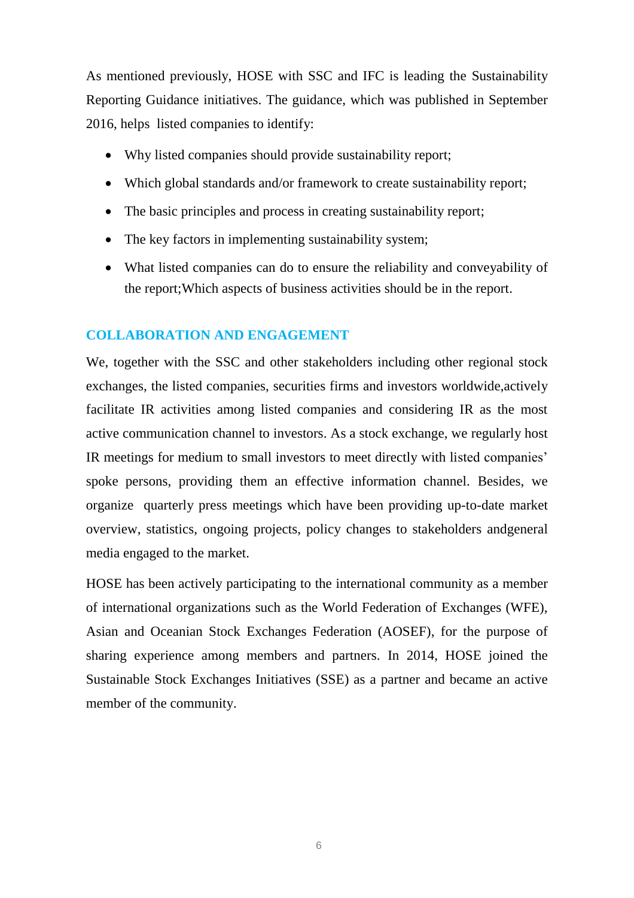As mentioned previously, HOSE with SSC and IFC is leading the Sustainability Reporting Guidance initiatives. The guidance, which was published in September 2016, helps listed companies to identify:

- Why listed companies should provide sustainability report;
- Which global standards and/or framework to create sustainability report;
- The basic principles and process in creating sustainability report;
- The key factors in implementing sustainability system;
- What listed companies can do to ensure the reliability and conveyability of the report;Which aspects of business activities should be in the report.

## COLLABORATION AND ENGAGEMENT

We, together with the SSC and other stakeholders including other regional stock exchanges, the listed companies, securities firms and investors worldwide,actively facilitate IR activities among listed companies and considering IR as the most active communication channel to investors. As a stock exchange, we regularly host IR meetings for medium to small investors to meet directly with listed companies' spoke persons, providing them an effective information channel. Besides, we organize quarterly press meetings which have been providing up-to-date market overview, statistics, ongoing projects, policy changes to stakeholders andgeneral media engaged to the market.

HOSE has been actively participating to the international community as a member of international organizations such as the World Federation of Exchanges (WFE), Asian and Oceanian Stock Exchanges Federation (AOSEF), for the purpose of sharing experience among members and partners. In 2014, HOSE joined the Sustainable Stock Exchanges Initiatives (SSE) as a partner and became an active member of the community.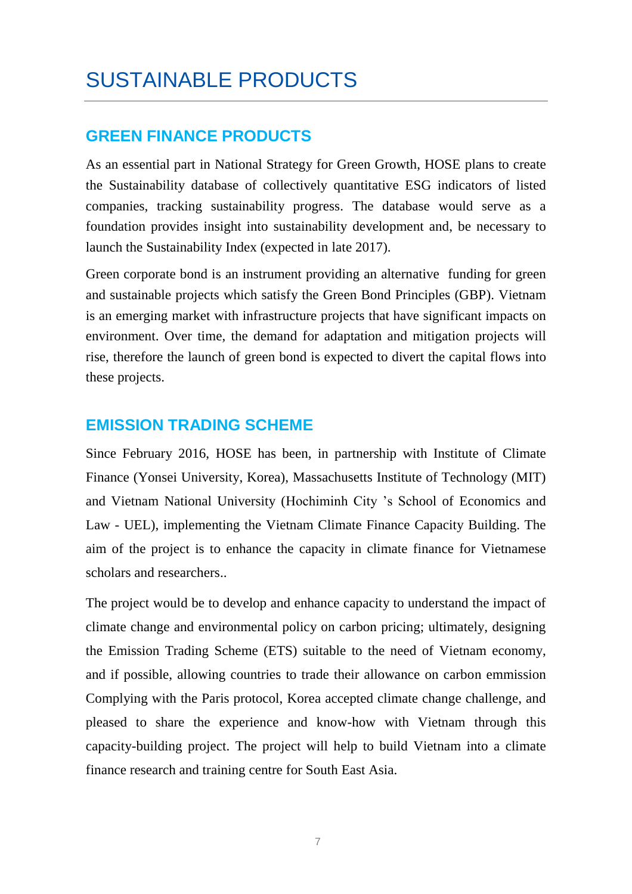# SUSTAINABLE PRODUCTS

## GREEN FINANCE PRODUCTS

As an essential part in National Strategy for Green Growth, HOSE plans to create the Sustainability database of collectively quantitative ESG indicators of listed companies, tracking sustainability progress. The database would serve as a foundation provides insight into sustainability development and, be necessary to launch the Sustainability Index (expected in late 2017).

Green corporate bond is an instrument providing an alternative funding for green and sustainable projects which satisfy the Green Bond Principles (GBP). Vietnam is an emerging market with infrastructure projects that have significant impacts on environment. Over time, the demand for adaptation and mitigation projects will rise, therefore the launch of green bond is expected to divert the capital flows into these projects.

## EMISSION TRADING SCHEME

Since February 2016, HOSE has been, in partnership with Institute of Climate Finance (Yonsei University, Korea), Massachusetts Institute of Technology (MIT) and Vietnam National University (Hochiminh City 's School of Economics and Law - UEL), implementing the Vietnam Climate Finance Capacity Building. The aim of the project is to enhance the capacity in climate finance for Vietnamese scholars and researchers..

The project would be to develop and enhance capacity to understand the impact of climate change and environmental policy on carbon pricing; ultimately, designing the Emission Trading Scheme (ETS) suitable to the need of Vietnam economy, and if possible, allowing countries to trade their allowance on carbon emmission Complying with the Paris protocol, Korea accepted climate change challenge, and pleased to share the experience and know-how with Vietnam through this capacity-building project. The project will help to build Vietnam into a climate finance research and training centre for South East Asia.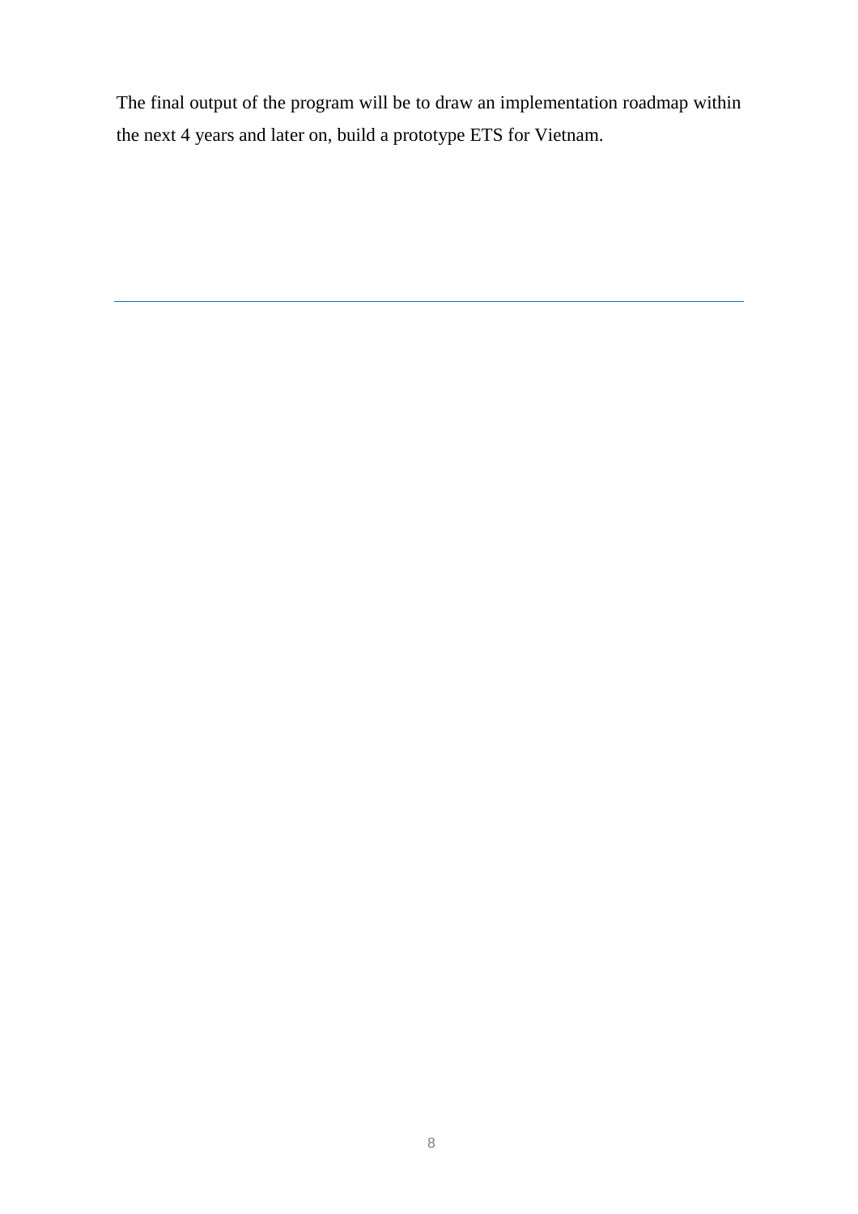The final output of the program will be to draw an implementation roadmap within the next 4 years and later on, build a prototype ETS for Vietnam.

---